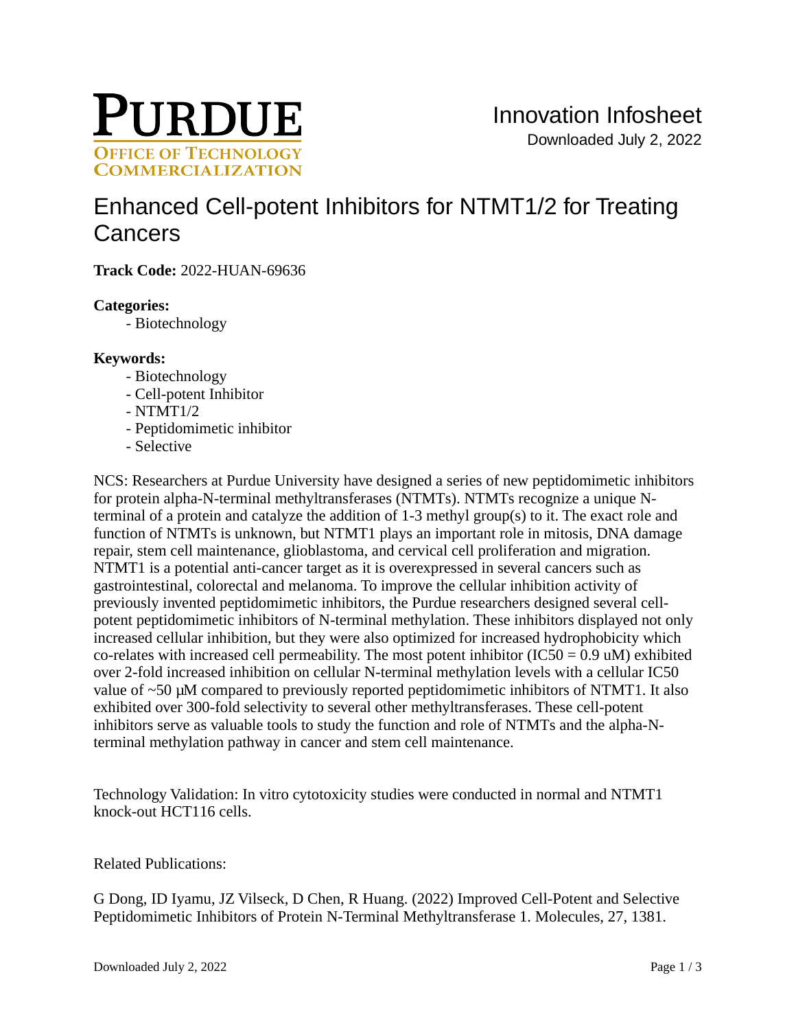PURDUE
OFFICE OF TECHNOLOGY COMMERCIALIZATION

Innovation Infosheet
Downloaded July 2, 2022

# Enhanced Cell-potent Inhibitors for NTMT1/2 for Treating Cancers

**Track Code:** 2022-HUAN-69636

**Categories:**

- Biotechnology

**Keywords:**

- Biotechnology
- Cell-potent Inhibitor
- NTMT1/2
- Peptidomimetic inhibitor
- Selective

NCS: Researchers at Purdue University have designed a series of new peptidomimetic inhibitors for protein alpha-N-terminal methyltransferases (NTMTs). NTMTs recognize a unique N-terminal of a protein and catalyze the addition of 1-3 methyl group(s) to it. The exact role and function of NTMTs is unknown, but NTMT1 plays an important role in mitosis, DNA damage repair, stem cell maintenance, glioblastoma, and cervical cell proliferation and migration. NTMT1 is a potential anti-cancer target as it is overexpressed in several cancers such as gastrointestinal, colorectal and melanoma. To improve the cellular inhibition activity of previously invented peptidomimetic inhibitors, the Purdue researchers designed several cell-potent peptidomimetic inhibitors of N-terminal methylation. These inhibitors displayed not only increased cellular inhibition, but they were also optimized for increased hydrophobicity which co-relates with increased cell permeability. The most potent inhibitor ($IC_{50}$ = 0.9 uM) exhibited over 2-fold increased inhibition on cellular N-terminal methylation levels with a cellular $IC_{50}$ value of ~50 μM compared to previously reported peptidomimetic inhibitors of NTMT1. It also exhibited over 300-fold selectivity to several other methyltransferases. These cell-potent inhibitors serve as valuable tools to study the function and role of NTMTs and the alpha-N-terminal methylation pathway in cancer and stem cell maintenance.

Technology Validation: In vitro cytotoxicity studies were conducted in normal and NTMT1 knock-out HCT116 cells.

Related Publications:

G Dong, ID Iyamu, JZ Vilseck, D Chen, R Huang. (2022) Improved Cell-Potent and Selective Peptidomimetic Inhibitors of Protein N-Terminal Methyltransferase 1. Molecules, 27, 1381.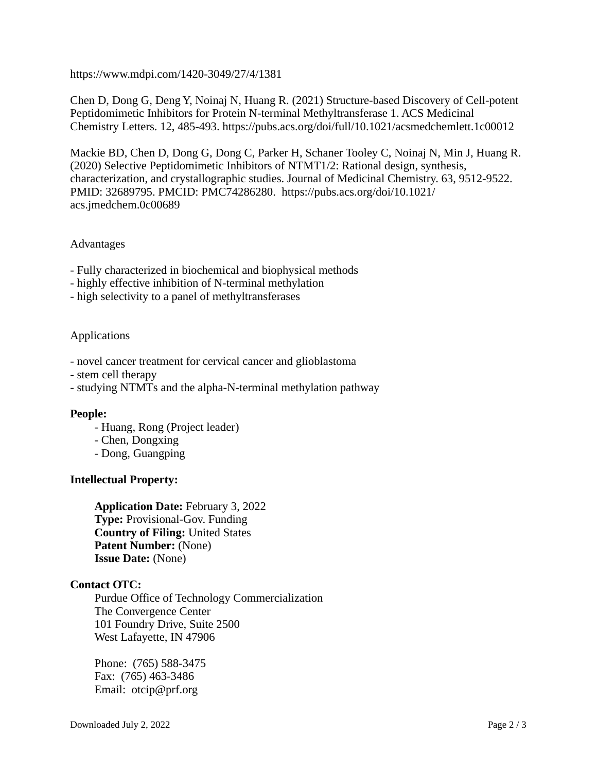https://www.mdpi.com/1420-3049/27/4/1381

Chen D, Dong G, Deng Y, Noinaj N, Huang R. (2021) Structure-based Discovery of Cell-potent Peptidomimetic Inhibitors for Protein N-terminal Methyltransferase 1. ACS Medicinal Chemistry Letters. 12, 485-493. https://pubs.acs.org/doi/full/10.1021/acsmedchemlett.1c00012

Mackie BD, Chen D, Dong G, Dong C, Parker H, Schaner Tooley C, Noinaj N, Min J, Huang R. (2020) Selective Peptidomimetic Inhibitors of NTMT1/2: Rational design, synthesis, characterization, and crystallographic studies. Journal of Medicinal Chemistry. 63, 9512-9522. PMID: 32689795. PMCID: PMC74286280. https://pubs.acs.org/doi/10.1021/acs.jmedchem.0c00689

Advantages

- Fully characterized in biochemical and biophysical methods
- highly effective inhibition of N-terminal methylation
- high selectivity to a panel of methyltransferases

Applications

- novel cancer treatment for cervical cancer and glioblastoma
- stem cell therapy
- studying NTMTs and the alpha-N-terminal methylation pathway

**People:**

- Huang, Rong (Project leader)
- Chen, Dongxing
- Dong, Guangping

**Intellectual Property:**

**Application Date:** February 3, 2022
**Type:** Provisional-Gov. Funding
**Country of Filing:** United States
**Patent Number:** (None)
**Issue Date:** (None)

**Contact OTC:**

Purdue Office of Technology Commercialization
The Convergence Center
101 Foundry Drive, Suite 2500
West Lafayette, IN 47906

Phone: (765) 588-3475
Fax: (765) 463-3486
Email: otcip@prf.org

Downloaded July 2, 2022